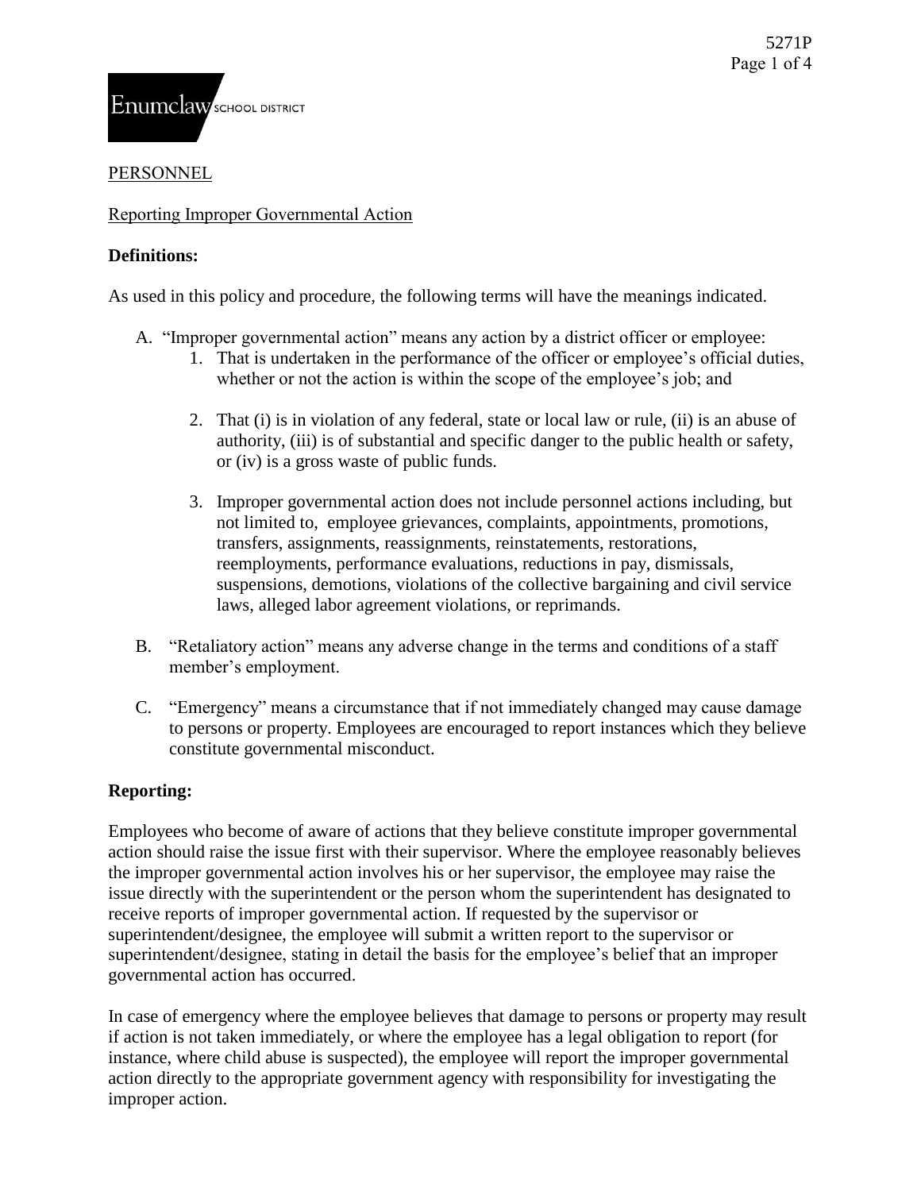PERSONNEL

Reporting Improper Governmental Action

**Definitions:**

As used in this policy and procedure, the following terms will have the meanings indicated.

A. "Improper governmental action" means any action by a district officer or employee:
   1. That is undertaken in the performance of the officer or employee's official duties, whether or not the action is within the scope of the employee's job; and
   2. That (i) is in violation of any federal, state or local law or rule, (ii) is an abuse of authority, (iii) is of substantial and specific danger to the public health or safety, or (iv) is a gross waste of public funds.
   3. Improper governmental action does not include personnel actions including, but not limited to, employee grievances, complaints, appointments, promotions, transfers, assignments, reassignments, reinstatements, restorations, reemployments, performance evaluations, reductions in pay, dismissals, suspensions, demotions, violations of the collective bargaining and civil service laws, alleged labor agreement violations, or reprimands.

B. "Retaliatory action" means any adverse change in the terms and conditions of a staff member's employment.

C. "Emergency" means a circumstance that if not immediately changed may cause damage to persons or property. Employees are encouraged to report instances which they believe constitute governmental misconduct.

**Reporting:**

Employees who become of aware of actions that they believe constitute improper governmental action should raise the issue first with their supervisor. Where the employee reasonably believes the improper governmental action involves his or her supervisor, the employee may raise the issue directly with the superintendent or the person whom the superintendent has designated to receive reports of improper governmental action. If requested by the supervisor or superintendent/designee, the employee will submit a written report to the supervisor or superintendent/designee, stating in detail the basis for the employee's belief that an improper governmental action has occurred.

In case of emergency where the employee believes that damage to persons or property may result if action is not taken immediately, or where the employee has a legal obligation to report (for instance, where child abuse is suspected), the employee will report the improper governmental action directly to the appropriate government agency with responsibility for investigating the improper action.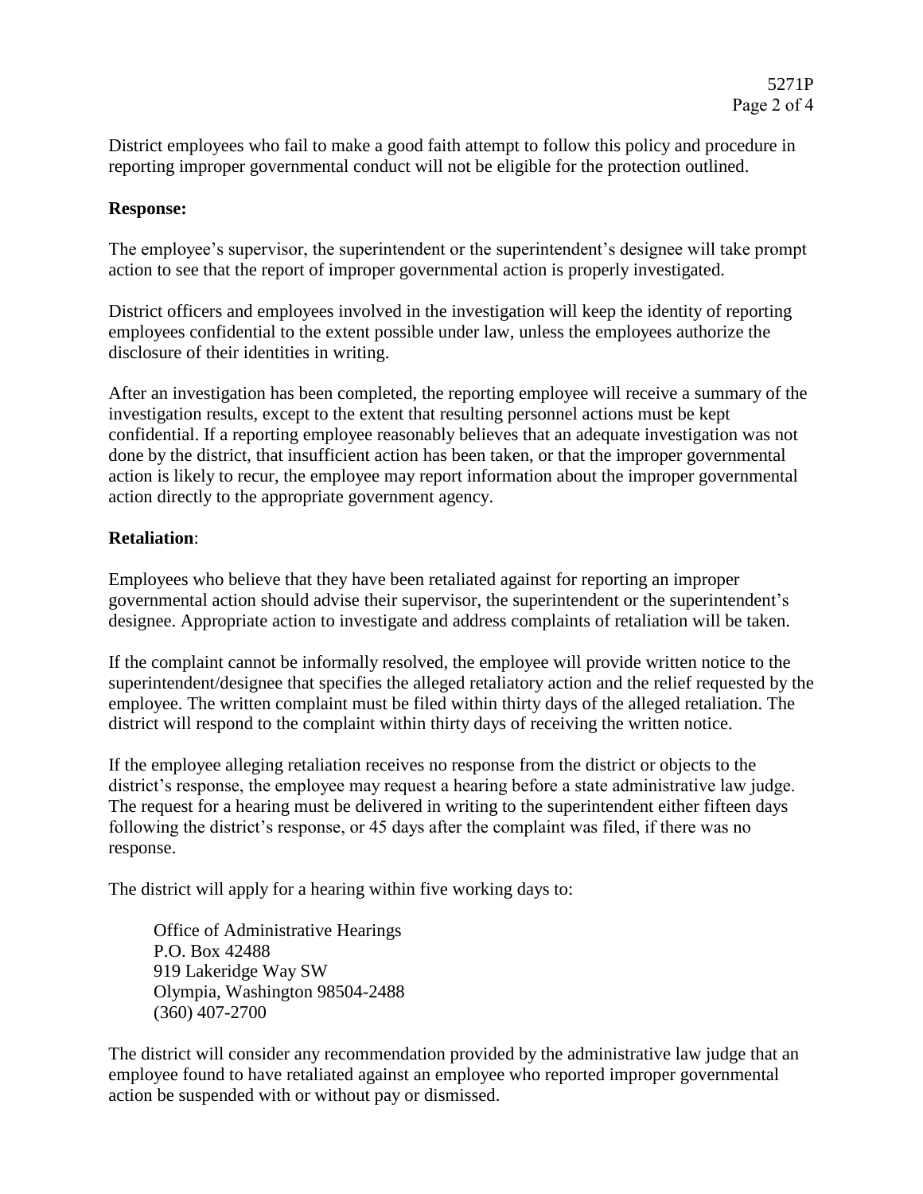District employees who fail to make a good faith attempt to follow this policy and procedure in reporting improper governmental conduct will not be eligible for the protection outlined.

**Response:**

The employee's supervisor, the superintendent or the superintendent's designee will take prompt action to see that the report of improper governmental action is properly investigated.

District officers and employees involved in the investigation will keep the identity of reporting employees confidential to the extent possible under law, unless the employees authorize the disclosure of their identities in writing.

After an investigation has been completed, the reporting employee will receive a summary of the investigation results, except to the extent that resulting personnel actions must be kept confidential. If a reporting employee reasonably believes that an adequate investigation was not done by the district, that insufficient action has been taken, or that the improper governmental action is likely to recur, the employee may report information about the improper governmental action directly to the appropriate government agency.

**Retaliation**:

Employees who believe that they have been retaliated against for reporting an improper governmental action should advise their supervisor, the superintendent or the superintendent's designee. Appropriate action to investigate and address complaints of retaliation will be taken.

If the complaint cannot be informally resolved, the employee will provide written notice to the superintendent/designee that specifies the alleged retaliatory action and the relief requested by the employee. The written complaint must be filed within thirty days of the alleged retaliation. The district will respond to the complaint within thirty days of receiving the written notice.

If the employee alleging retaliation receives no response from the district or objects to the district's response, the employee may request a hearing before a state administrative law judge. The request for a hearing must be delivered in writing to the superintendent either fifteen days following the district's response, or 45 days after the complaint was filed, if there was no response.

The district will apply for a hearing within five working days to:

> Office of Administrative Hearings
> P.O. Box 42488
> 919 Lakeridge Way SW
> Olympia, Washington 98504-2488
> (360) 407-2700

The district will consider any recommendation provided by the administrative law judge that an employee found to have retaliated against an employee who reported improper governmental action be suspended with or without pay or dismissed.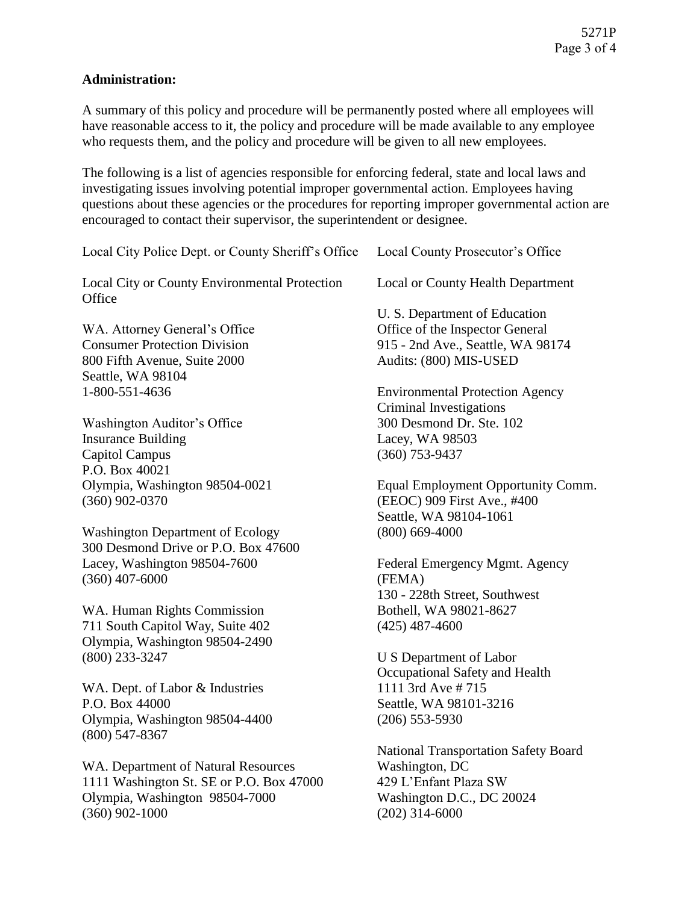**Administration:**

A summary of this policy and procedure will be permanently posted where all employees will have reasonable access to it, the policy and procedure will be made available to any employee who requests them, and the policy and procedure will be given to all new employees.

The following is a list of agencies responsible for enforcing federal, state and local laws and investigating issues involving potential improper governmental action. Employees having questions about these agencies or the procedures for reporting improper governmental action are encouraged to contact their supervisor, the superintendent or designee.

Local City Police Dept. or County Sheriff's Office

Local City or County Environmental Protection Office

WA. Attorney General's Office
Consumer Protection Division
800 Fifth Avenue, Suite 2000
Seattle, WA 98104
1-800-551-4636

Washington Auditor's Office
Insurance Building
Capitol Campus
P.O. Box 40021
Olympia, Washington 98504-0021
(360) 902-0370

Washington Department of Ecology
300 Desmond Drive or P.O. Box 47600
Lacey, Washington 98504-7600
(360) 407-6000

WA. Human Rights Commission
711 South Capitol Way, Suite 402
Olympia, Washington 98504-2490
(800) 233-3247

WA. Dept. of Labor & Industries
P.O. Box 44000
Olympia, Washington 98504-4400
(800) 547-8367

WA. Department of Natural Resources
1111 Washington St. SE or P.O. Box 47000
Olympia, Washington 98504-7000
(360) 902-1000

Local County Prosecutor's Office

Local or County Health Department

U. S. Department of Education
Office of the Inspector General
915 - 2nd Ave., Seattle, WA 98174
Audits: (800) MIS-USED

Environmental Protection Agency
Criminal Investigations
300 Desmond Dr. Ste. 102
Lacey, WA 98503
(360) 753-9437

Equal Employment Opportunity Comm.
(EEOC) 909 First Ave., #400
Seattle, WA 98104-1061
(800) 669-4000

Federal Emergency Mgmt. Agency
(FEMA)
130 - 228th Street, Southwest
Bothell, WA 98021-8627
(425) 487-4600

U S Department of Labor
Occupational Safety and Health
1111 3rd Ave # 715
Seattle, WA 98101-3216
(206) 553-5930

National Transportation Safety Board
Washington, DC
429 L'Enfant Plaza SW
Washington D.C., DC 20024
(202) 314-6000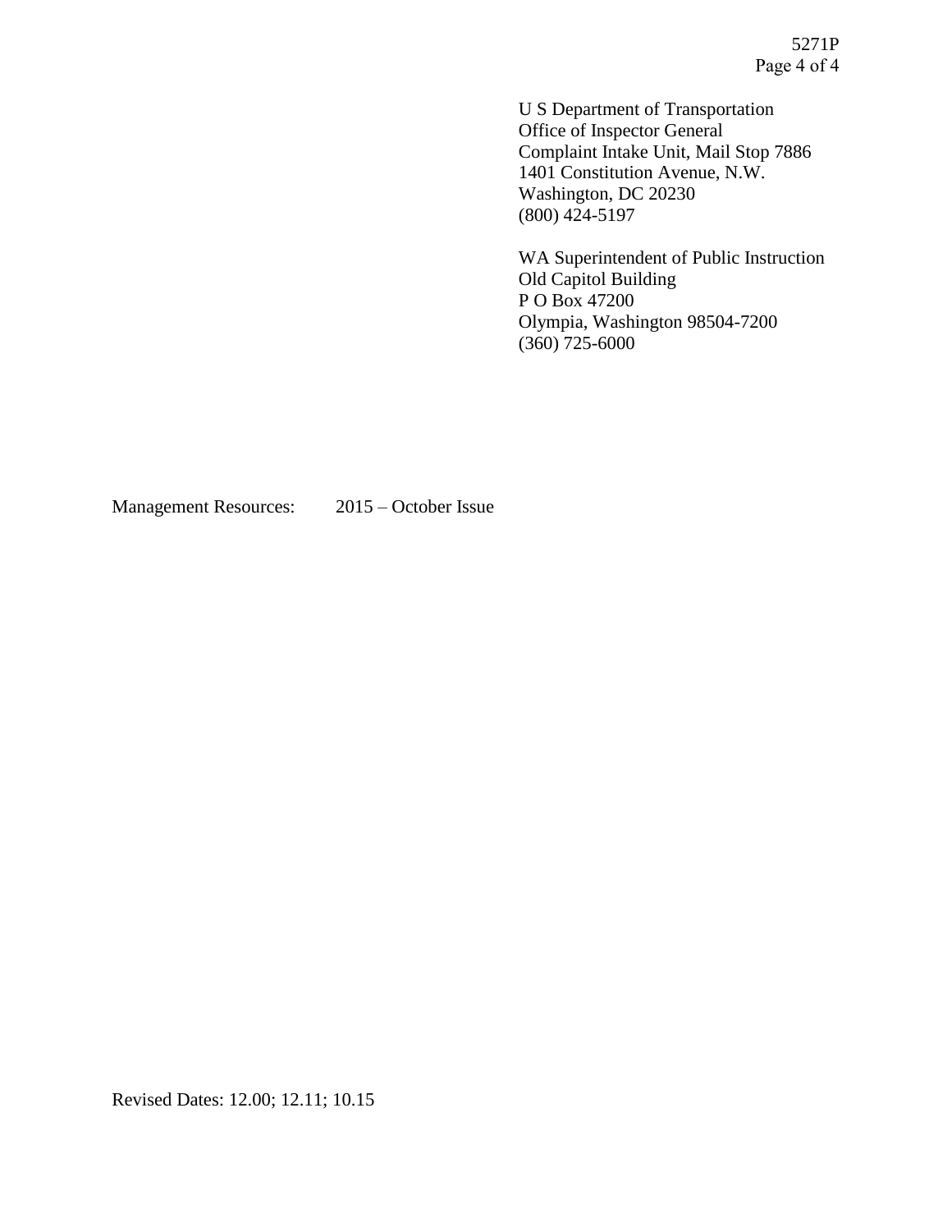U S Department of Transportation
Office of Inspector General
Complaint Intake Unit, Mail Stop 7886
1401 Constitution Avenue, N.W.
Washington, DC 20230
(800) 424-5197

WA Superintendent of Public Instruction
Old Capitol Building
P O Box 47200
Olympia, Washington 98504-7200
(360) 725-6000

Management Resources: 2015 – October Issue

Revised Dates: 12.00; 12.11; 10.15